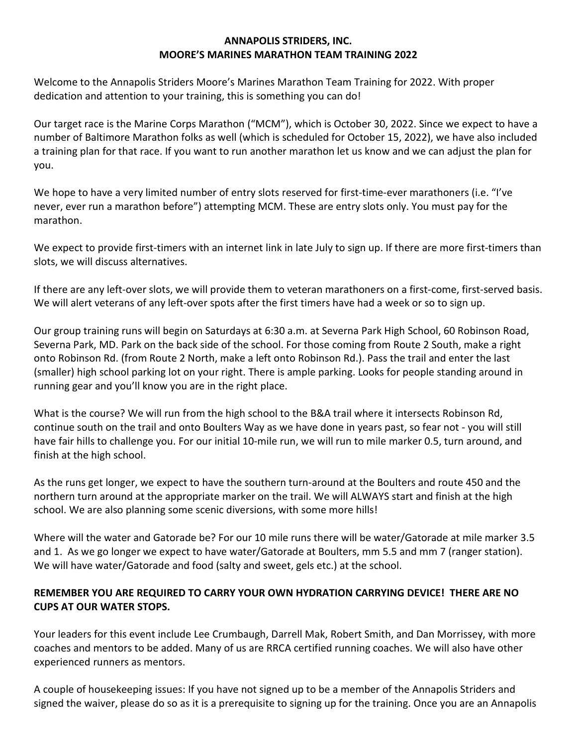# ANNAPOLIS STRIDERS, INC.
## MOORE'S MARINES MARATHON TEAM TRAINING 2022

Welcome to the Annapolis Striders Moore's Marines Marathon Team Training for 2022. With proper dedication and attention to your training, this is something you can do!

Our target race is the Marine Corps Marathon ("MCM"), which is October 30, 2022. Since we expect to have a number of Baltimore Marathon folks as well (which is scheduled for October 15, 2022), we have also included a training plan for that race. If you want to run another marathon let us know and we can adjust the plan for you.

We hope to have a very limited number of entry slots reserved for first-time-ever marathoners (i.e. "I've never, ever run a marathon before") attempting MCM. These are entry slots only. You must pay for the marathon.

We expect to provide first-timers with an internet link in late July to sign up. If there are more first-timers than slots, we will discuss alternatives.

If there are any left-over slots, we will provide them to veteran marathoners on a first-come, first-served basis. We will alert veterans of any left-over spots after the first timers have had a week or so to sign up.

Our group training runs will begin on Saturdays at 6:30 a.m. at Severna Park High School, 60 Robinson Road, Severna Park, MD. Park on the back side of the school. For those coming from Route 2 South, make a right onto Robinson Rd. (from Route 2 North, make a left onto Robinson Rd.). Pass the trail and enter the last (smaller) high school parking lot on your right. There is ample parking. Looks for people standing around in running gear and you'll know you are in the right place.

What is the course? We will run from the high school to the B&A trail where it intersects Robinson Rd, continue south on the trail and onto Boulters Way as we have done in years past, so fear not - you will still have fair hills to challenge you. For our initial 10-mile run, we will run to mile marker 0.5, turn around, and finish at the high school.

As the runs get longer, we expect to have the southern turn-around at the Boulters and route 450 and the northern turn around at the appropriate marker on the trail. We will ALWAYS start and finish at the high school. We are also planning some scenic diversions, with some more hills!

Where will the water and Gatorade be? For our 10 mile runs there will be water/Gatorade at mile marker 3.5 and 1. As we go longer we expect to have water/Gatorade at Boulters, mm 5.5 and mm 7 (ranger station). We will have water/Gatorade and food (salty and sweet, gels etc.) at the school.

**REMEMBER YOU ARE REQUIRED TO CARRY YOUR OWN HYDRATION CARRYING DEVICE! THERE ARE NO CUPS AT OUR WATER STOPS.**

Your leaders for this event include Lee Crumbaugh, Darrell Mak, Robert Smith, and Dan Morrissey, with more coaches and mentors to be added. Many of us are RRCA certified running coaches. We will also have other experienced runners as mentors.

A couple of housekeeping issues: If you have not signed up to be a member of the Annapolis Striders and signed the waiver, please do so as it is a prerequisite to signing up for the training. Once you are an Annapolis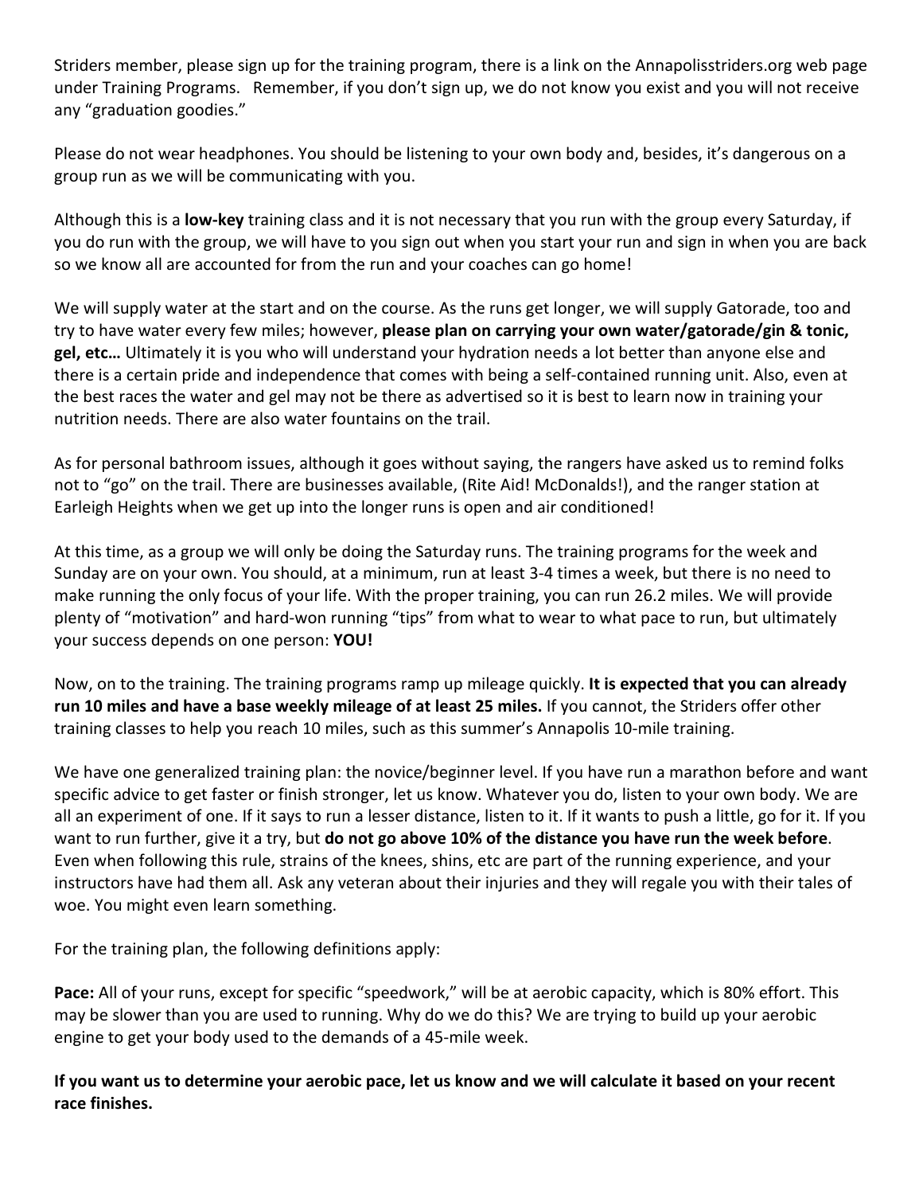Striders member, please sign up for the training program, there is a link on the Annapolisstriders.org web page under Training Programs. Remember, if you don't sign up, we do not know you exist and you will not receive any "graduation goodies."

Please do not wear headphones. You should be listening to your own body and, besides, it's dangerous on a group run as we will be communicating with you.

Although this is a **low-key** training class and it is not necessary that you run with the group every Saturday, if you do run with the group, we will have to you sign out when you start your run and sign in when you are back so we know all are accounted for from the run and your coaches can go home!

We will supply water at the start and on the course. As the runs get longer, we will supply Gatorade, too and try to have water every few miles; however, **please plan on carrying your own water/gatorade/gin & tonic, gel, etc…** Ultimately it is you who will understand your hydration needs a lot better than anyone else and there is a certain pride and independence that comes with being a self-contained running unit. Also, even at the best races the water and gel may not be there as advertised so it is best to learn now in training your nutrition needs. There are also water fountains on the trail.

As for personal bathroom issues, although it goes without saying, the rangers have asked us to remind folks not to "go" on the trail. There are businesses available, (Rite Aid! McDonalds!), and the ranger station at Earleigh Heights when we get up into the longer runs is open and air conditioned!

At this time, as a group we will only be doing the Saturday runs. The training programs for the week and Sunday are on your own. You should, at a minimum, run at least 3-4 times a week, but there is no need to make running the only focus of your life. With the proper training, you can run 26.2 miles. We will provide plenty of "motivation" and hard-won running "tips" from what to wear to what pace to run, but ultimately your success depends on one person: **YOU!**

Now, on to the training. The training programs ramp up mileage quickly. **It is expected that you can already run 10 miles and have a base weekly mileage of at least 25 miles.** If you cannot, the Striders offer other training classes to help you reach 10 miles, such as this summer's Annapolis 10-mile training.

We have one generalized training plan: the novice/beginner level. If you have run a marathon before and want specific advice to get faster or finish stronger, let us know. Whatever you do, listen to your own body. We are all an experiment of one. If it says to run a lesser distance, listen to it. If it wants to push a little, go for it. If you want to run further, give it a try, but **do not go above 10% of the distance you have run the week before**. Even when following this rule, strains of the knees, shins, etc are part of the running experience, and your instructors have had them all. Ask any veteran about their injuries and they will regale you with their tales of woe. You might even learn something.

For the training plan, the following definitions apply:

**Pace:** All of your runs, except for specific "speedwork," will be at aerobic capacity, which is 80% effort. This may be slower than you are used to running. Why do we do this? We are trying to build up your aerobic engine to get your body used to the demands of a 45-mile week.

**If you want us to determine your aerobic pace, let us know and we will calculate it based on your recent race finishes.**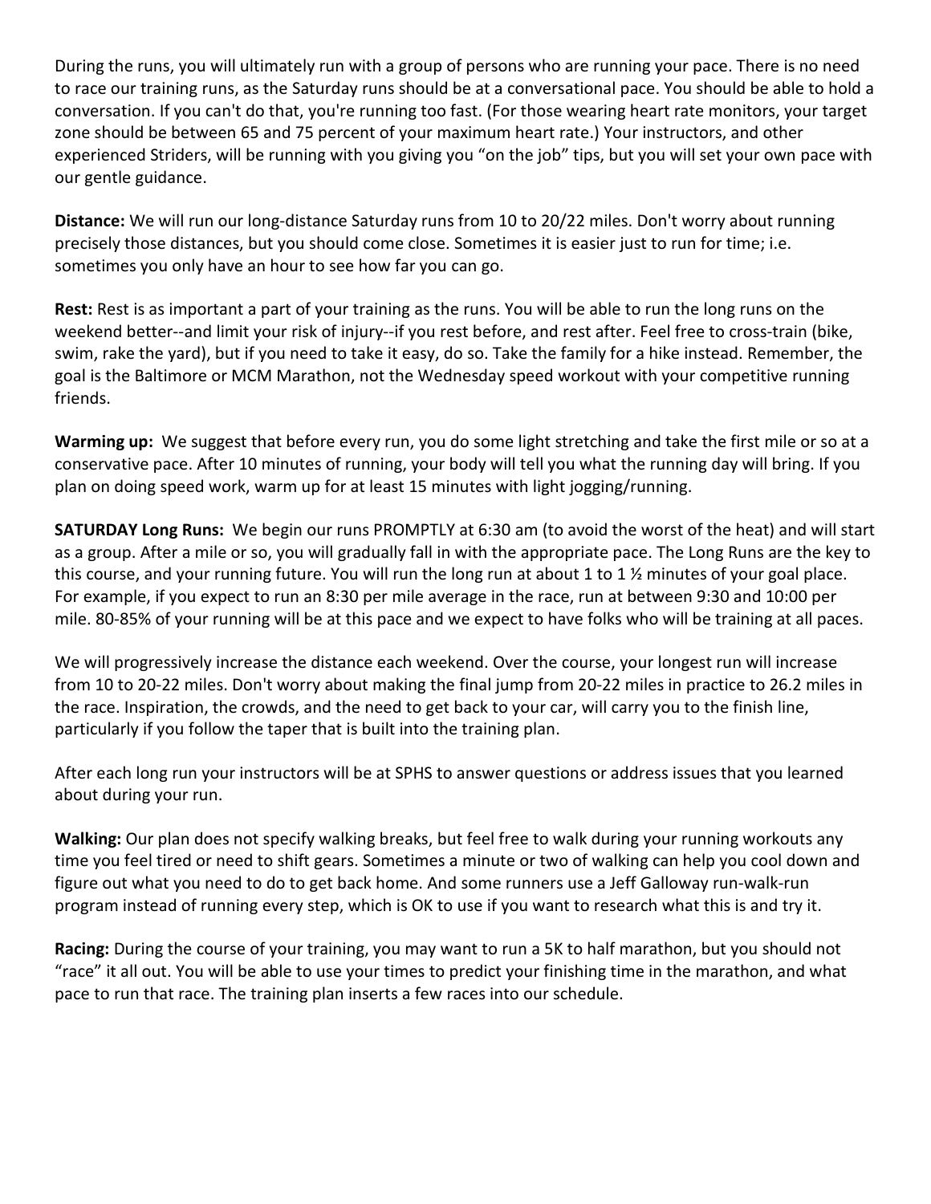During the runs, you will ultimately run with a group of persons who are running your pace. There is no need to race our training runs, as the Saturday runs should be at a conversational pace. You should be able to hold a conversation. If you can't do that, you're running too fast. (For those wearing heart rate monitors, your target zone should be between 65 and 75 percent of your maximum heart rate.) Your instructors, and other experienced Striders, will be running with you giving you "on the job" tips, but you will set your own pace with our gentle guidance.

**Distance:** We will run our long-distance Saturday runs from 10 to 20/22 miles. Don't worry about running precisely those distances, but you should come close. Sometimes it is easier just to run for time; i.e. sometimes you only have an hour to see how far you can go.

**Rest:** Rest is as important a part of your training as the runs. You will be able to run the long runs on the weekend better--and limit your risk of injury--if you rest before, and rest after. Feel free to cross-train (bike, swim, rake the yard), but if you need to take it easy, do so. Take the family for a hike instead. Remember, the goal is the Baltimore or MCM Marathon, not the Wednesday speed workout with your competitive running friends.

**Warming up:** We suggest that before every run, you do some light stretching and take the first mile or so at a conservative pace. After 10 minutes of running, your body will tell you what the running day will bring. If you plan on doing speed work, warm up for at least 15 minutes with light jogging/running.

**SATURDAY Long Runs:** We begin our runs PROMPTLY at 6:30 am (to avoid the worst of the heat) and will start as a group. After a mile or so, you will gradually fall in with the appropriate pace. The Long Runs are the key to this course, and your running future. You will run the long run at about 1 to 1 ½ minutes of your goal place. For example, if you expect to run an 8:30 per mile average in the race, run at between 9:30 and 10:00 per mile. 80-85% of your running will be at this pace and we expect to have folks who will be training at all paces.

We will progressively increase the distance each weekend. Over the course, your longest run will increase from 10 to 20-22 miles. Don't worry about making the final jump from 20-22 miles in practice to 26.2 miles in the race. Inspiration, the crowds, and the need to get back to your car, will carry you to the finish line, particularly if you follow the taper that is built into the training plan.

After each long run your instructors will be at SPHS to answer questions or address issues that you learned about during your run.

**Walking:** Our plan does not specify walking breaks, but feel free to walk during your running workouts any time you feel tired or need to shift gears. Sometimes a minute or two of walking can help you cool down and figure out what you need to do to get back home. And some runners use a Jeff Galloway run-walk-run program instead of running every step, which is OK to use if you want to research what this is and try it.

**Racing:** During the course of your training, you may want to run a 5K to half marathon, but you should not "race" it all out. You will be able to use your times to predict your finishing time in the marathon, and what pace to run that race. The training plan inserts a few races into our schedule.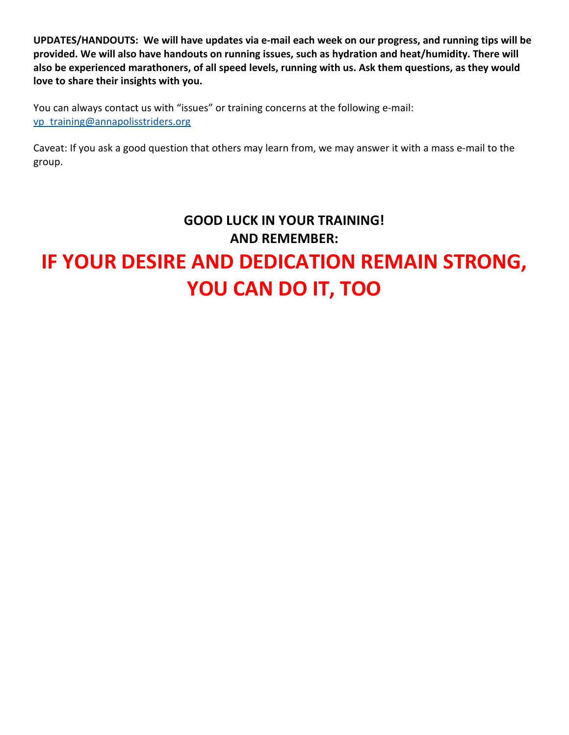**UPDATES/HANDOUTS: We will have updates via e-mail each week on our progress, and running tips will be provided. We will also have handouts on running issues, such as hydration and heat/humidity. There will also be experienced marathoners, of all speed levels, running with us. Ask them questions, as they would love to share their insights with you.**

You can always contact us with "issues" or training concerns at the following e-mail: vp_training@annapolisstriders.org

Caveat: If you ask a good question that others may learn from, we may answer it with a mass e-mail to the group.

**GOOD LUCK IN YOUR TRAINING!**
**AND REMEMBER:**

# IF YOUR DESIRE AND DEDICATION REMAIN STRONG, YOU CAN DO IT, TOO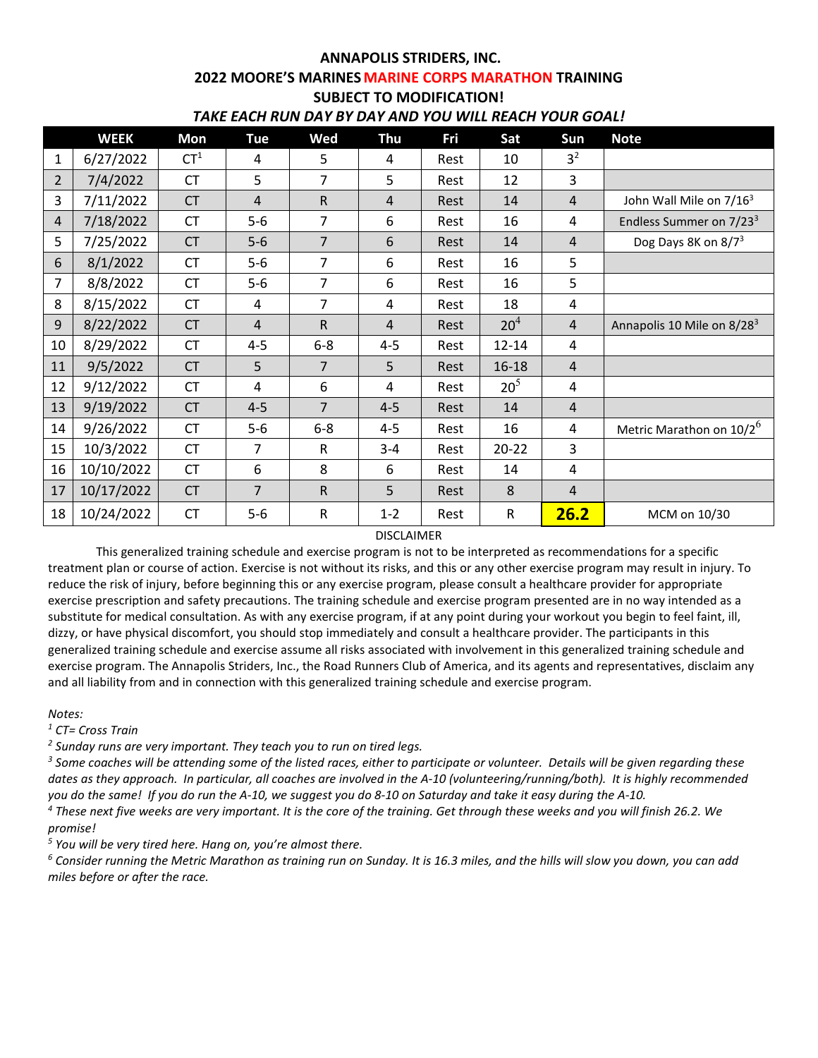**ANNAPOLIS STRIDERS, INC.**

**2022 MOORE'S MARINES MARINE CORPS MARATHON TRAINING**

**SUBJECT TO MODIFICATION!**

***TAKE EACH RUN DAY BY DAY AND YOU WILL REACH YOUR GOAL!***

| | WEEK | Mon | Tue | Wed | Thu | Fri | Sat | Sun | Note |
|---|---|---|---|---|---|---|---|---|---|
| 1 | 6/27/2022 | CT[1] | 4 | 5 | 4 | Rest | 10 | 3[2] | |
| 2 | 7/4/2022 | CT | 5 | 7 | 5 | Rest | 12 | 3 | |
| 3 | 7/11/2022 | CT | 4 | R | 4 | Rest | 14 | 4 | John Wall Mile on 7/16[3] |
| 4 | 7/18/2022 | CT | 5-6 | 7 | 6 | Rest | 16 | 4 | Endless Summer on 7/23[3] |
| 5 | 7/25/2022 | CT | 5-6 | 7 | 6 | Rest | 14 | 4 | Dog Days 8K on 8/7[3] |
| 6 | 8/1/2022 | CT | 5-6 | 7 | 6 | Rest | 16 | 5 | |
| 7 | 8/8/2022 | CT | 5-6 | 7 | 6 | Rest | 16 | 5 | |
| 8 | 8/15/2022 | CT | 4 | 7 | 4 | Rest | 18 | 4 | |
| 9 | 8/22/2022 | CT | 4 | R | 4 | Rest | 20[4] | 4 | Annapolis 10 Mile on 8/28[3] |
| 10 | 8/29/2022 | CT | 4-5 | 6-8 | 4-5 | Rest | 12-14 | 4 | |
| 11 | 9/5/2022 | CT | 5 | 7 | 5 | Rest | 16-18 | 4 | |
| 12 | 9/12/2022 | CT | 4 | 6 | 4 | Rest | 20[5] | 4 | |
| 13 | 9/19/2022 | CT | 4-5 | 7 | 4-5 | Rest | 14 | 4 | |
| 14 | 9/26/2022 | CT | 5-6 | 6-8 | 4-5 | Rest | 16 | 4 | Metric Marathon on 10/2[6] |
| 15 | 10/3/2022 | CT | 7 | R | 3-4 | Rest | 20-22 | 3 | |
| 16 | 10/10/2022 | CT | 6 | 8 | 6 | Rest | 14 | 4 | |
| 17 | 10/17/2022 | CT | 7 | R | 5 | Rest | 8 | 4 | |
| 18 | 10/24/2022 | CT | 5-6 | R | 1-2 | Rest | R | **26.2** | MCM on 10/30 |

DISCLAIMER

This generalized training schedule and exercise program is not to be interpreted as recommendations for a specific treatment plan or course of action. Exercise is not without its risks, and this or any other exercise program may result in injury. To reduce the risk of injury, before beginning this or any exercise program, please consult a healthcare provider for appropriate exercise prescription and safety precautions. The training schedule and exercise program presented are in no way intended as a substitute for medical consultation. As with any exercise program, if at any point during your workout you begin to feel faint, ill, dizzy, or have physical discomfort, you should stop immediately and consult a healthcare provider. The participants in this generalized training schedule and exercise assume all risks associated with involvement in this generalized training schedule and exercise program. The Annapolis Striders, Inc., the Road Runners Club of America, and its agents and representatives, disclaim any and all liability from and in connection with this generalized training schedule and exercise program.

*Notes:*

*[1] CT= Cross Train*

*[2] Sunday runs are very important. They teach you to run on tired legs.*

*[3] Some coaches will be attending some of the listed races, either to participate or volunteer. Details will be given regarding these dates as they approach. In particular, all coaches are involved in the A-10 (volunteering/running/both). It is highly recommended you do the same! If you do run the A-10, we suggest you do 8-10 on Saturday and take it easy during the A-10.*

*[4] These next five weeks are very important. It is the core of the training. Get through these weeks and you will finish 26.2. We promise!*

*[5] You will be very tired here. Hang on, you're almost there.*

*[6] Consider running the Metric Marathon as training run on Sunday. It is 16.3 miles, and the hills will slow you down, you can add miles before or after the race.*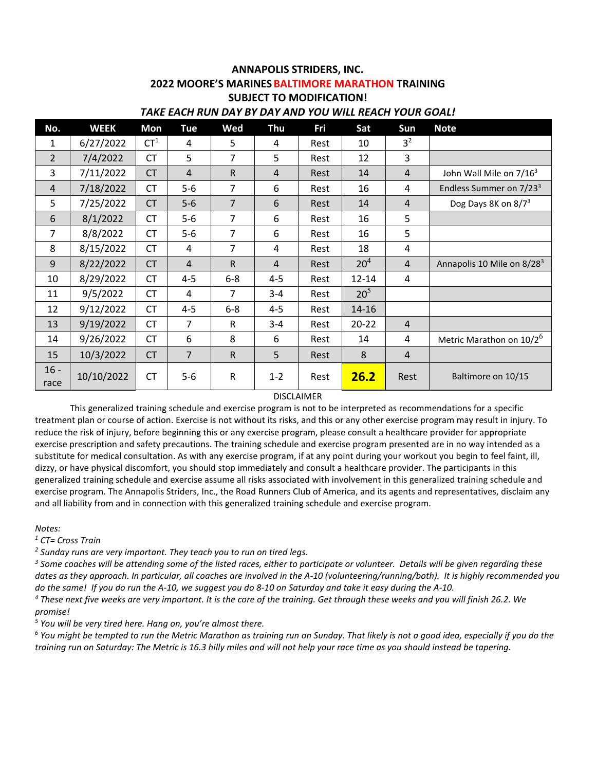# ANNAPOLIS STRIDERS, INC.

## 2022 MOORE'S MARINES BALTIMORE MARATHON TRAINING

## SUBJECT TO MODIFICATION!

### *TAKE EACH RUN DAY BY DAY AND YOU WILL REACH YOUR GOAL!*

| No. | WEEK | Mon | Tue | Wed | Thu | Fri | Sat | Sun | Note |
|---|---|---|---|---|---|---|---|---|---|
| 1 | 6/27/2022 | CT[1] | 4 | 5 | 4 | Rest | 10 | 3[2] | |
| 2 | 7/4/2022 | CT | 5 | 7 | 5 | Rest | 12 | 3 | |
| 3 | 7/11/2022 | CT | 4 | R | 4 | Rest | 14 | 4 | John Wall Mile on 7/16[3] |
| 4 | 7/18/2022 | CT | 5-6 | 7 | 6 | Rest | 16 | 4 | Endless Summer on 7/23[3] |
| 5 | 7/25/2022 | CT | 5-6 | 7 | 6 | Rest | 14 | 4 | Dog Days 8K on 8/7[3] |
| 6 | 8/1/2022 | CT | 5-6 | 7 | 6 | Rest | 16 | 5 | |
| 7 | 8/8/2022 | CT | 5-6 | 7 | 6 | Rest | 16 | 5 | |
| 8 | 8/15/2022 | CT | 4 | 7 | 4 | Rest | 18 | 4 | |
| 9 | 8/22/2022 | CT | 4 | R | 4 | Rest | 20[4] | 4 | Annapolis 10 Mile on 8/28[3] |
| 10 | 8/29/2022 | CT | 4-5 | 6-8 | 4-5 | Rest | 12-14 | 4 | |
| 11 | 9/5/2022 | CT | 4 | 7 | 3-4 | Rest | 20[5] | | |
| 12 | 9/12/2022 | CT | 4-5 | 6-8 | 4-5 | Rest | 14-16 | | |
| 13 | 9/19/2022 | CT | 7 | R | 3-4 | Rest | 20-22 | 4 | |
| 14 | 9/26/2022 | CT | 6 | 8 | 6 | Rest | 14 | 4 | Metric Marathon on 10/2[6] |
| 15 | 10/3/2022 | CT | 7 | R | 5 | Rest | 8 | 4 | |
| 16 - race | 10/10/2022 | CT | 5-6 | R | 1-2 | Rest | **26.2** | Rest | Baltimore on 10/15 |

DISCLAIMER

This generalized training schedule and exercise program is not to be interpreted as recommendations for a specific treatment plan or course of action. Exercise is not without its risks, and this or any other exercise program may result in injury. To reduce the risk of injury, before beginning this or any exercise program, please consult a healthcare provider for appropriate exercise prescription and safety precautions. The training schedule and exercise program presented are in no way intended as a substitute for medical consultation. As with any exercise program, if at any point during your workout you begin to feel faint, ill, dizzy, or have physical discomfort, you should stop immediately and consult a healthcare provider. The participants in this generalized training schedule and exercise program assume all risks associated with involvement in this generalized training schedule and exercise program. The Annapolis Striders, Inc., the Road Runners Club of America, and its agents and representatives, disclaim any and all liability from and in connection with this generalized training schedule and exercise program.

*Notes:*

*[1] CT= Cross Train*

*[2] Sunday runs are very important. They teach you to run on tired legs.*

*[3] Some coaches will be attending some of the listed races, either to participate or volunteer. Details will be given regarding these dates as they approach. In particular, all coaches are involved in the A-10 (volunteering/running/both). It is highly recommended you do the same! If you do run the A-10, we suggest you do 8-10 on Saturday and take it easy during the A-10.*

*[4] These next five weeks are very important. It is the core of the training. Get through these weeks and you will finish 26.2. We promise!*

*[5] You will be very tired here. Hang on, you're almost there.*

*[6] You might be tempted to run the Metric Marathon as training run on Sunday. That likely is not a good idea, especially if you do the training run on Saturday: The Metric is 16.3 hilly miles and will not help your race time as you should instead be tapering.*